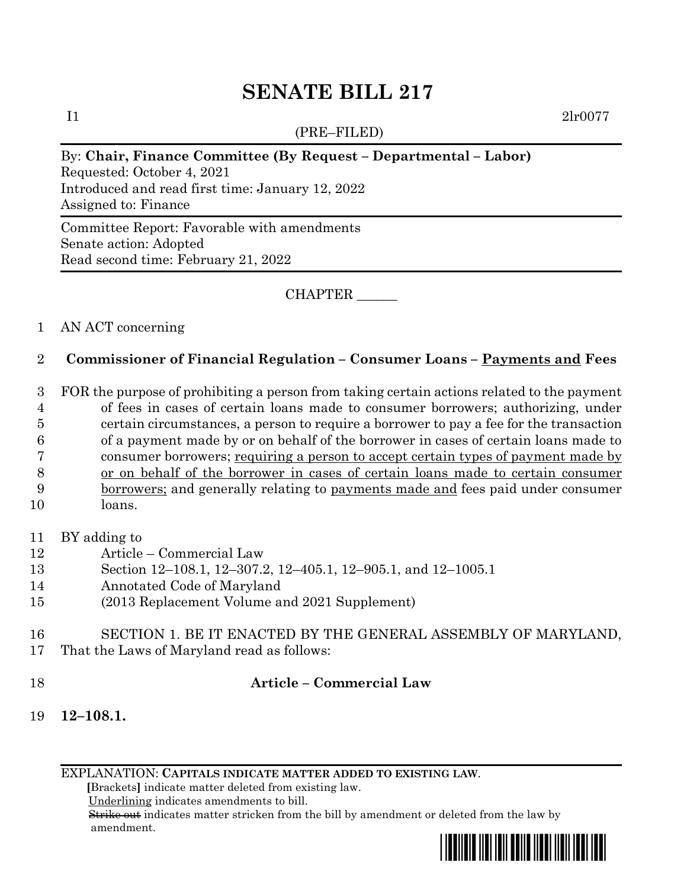# SENATE BILL 217

I1 2lr0077

(PRE–FILED)

By: **Chair, Finance Committee (By Request – Departmental – Labor)**
Requested: October 4, 2021
Introduced and read first time: January 12, 2022
Assigned to: Finance

Committee Report: Favorable with amendments
Senate action: Adopted
Read second time: February 21, 2022

CHAPTER ______

1 AN ACT concerning

2 **Commissioner of Financial Regulation – Consumer Loans – Payments and Fees**

3 FOR the purpose of prohibiting a person from taking certain actions related to the payment
4 of fees in cases of certain loans made to consumer borrowers; authorizing, under
5 certain circumstances, a person to require a borrower to pay a fee for the transaction
6 of a payment made by or on behalf of the borrower in cases of certain loans made to
7 consumer borrowers; requiring a person to accept certain types of payment made by
8 or on behalf of the borrower in cases of certain loans made to certain consumer
9 borrowers; and generally relating to payments made and fees paid under consumer
10 loans.

11 BY adding to
12 Article – Commercial Law
13 Section 12–108.1, 12–307.2, 12–405.1, 12–905.1, and 12–1005.1
14 Annotated Code of Maryland
15 (2013 Replacement Volume and 2021 Supplement)

16 SECTION 1. BE IT ENACTED BY THE GENERAL ASSEMBLY OF MARYLAND,
17 That the Laws of Maryland read as follows:

18 **Article – Commercial Law**

19 **12–108.1.**

EXPLANATION: **CAPITALS INDICATE MATTER ADDED TO EXISTING LAW.**
[Brackets] indicate matter deleted from existing law.
Underlining indicates amendments to bill.
~~Strike out~~ indicates matter stricken from the bill by amendment or deleted from the law by amendment.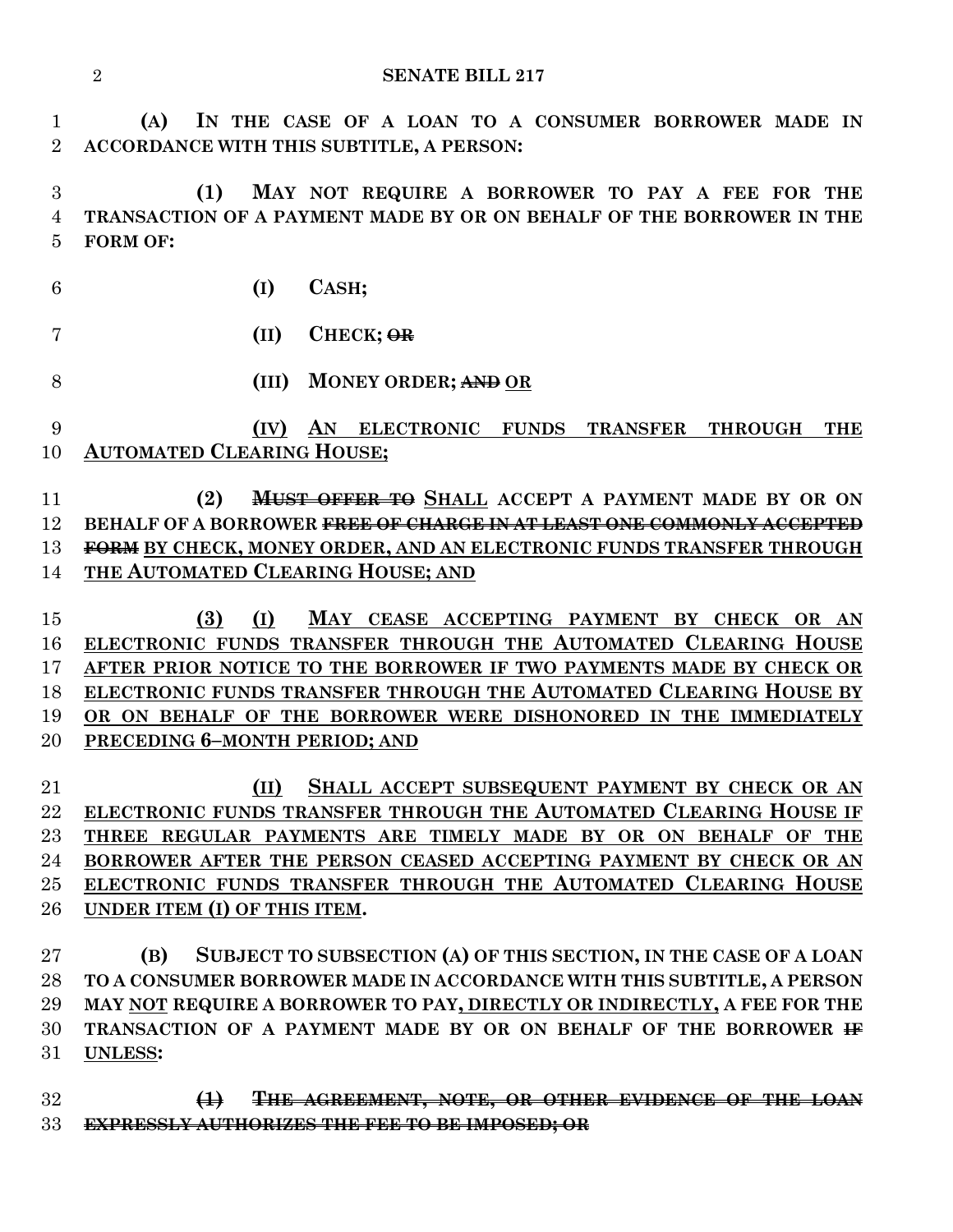**(A) IN THE CASE OF A LOAN TO A CONSUMER BORROWER MADE IN ACCORDANCE WITH THIS SUBTITLE, A PERSON:**

**(1) MAY NOT REQUIRE A BORROWER TO PAY A FEE FOR THE TRANSACTION OF A PAYMENT MADE BY OR ON BEHALF OF THE BORROWER IN THE FORM OF:**

**(I) CASH;**

**(II) CHECK; ~~OR~~**

**(III) MONEY ORDER; ~~AND~~ OR**

**(IV) AN ELECTRONIC FUNDS TRANSFER THROUGH THE AUTOMATED CLEARING HOUSE;**

**(2) ~~MUST OFFER TO~~ SHALL ACCEPT A PAYMENT MADE BY OR ON BEHALF OF A BORROWER ~~FREE OF CHARGE IN AT LEAST ONE COMMONLY ACCEPTED FORM~~ BY CHECK, MONEY ORDER, AND AN ELECTRONIC FUNDS TRANSFER THROUGH THE AUTOMATED CLEARING HOUSE; AND**

**(3) (I) MAY CEASE ACCEPTING PAYMENT BY CHECK OR AN ELECTRONIC FUNDS TRANSFER THROUGH THE AUTOMATED CLEARING HOUSE AFTER PRIOR NOTICE TO THE BORROWER IF TWO PAYMENTS MADE BY CHECK OR ELECTRONIC FUNDS TRANSFER THROUGH THE AUTOMATED CLEARING HOUSE BY OR ON BEHALF OF THE BORROWER WERE DISHONORED IN THE IMMEDIATELY PRECEDING 6–MONTH PERIOD; AND**

**(II) SHALL ACCEPT SUBSEQUENT PAYMENT BY CHECK OR AN ELECTRONIC FUNDS TRANSFER THROUGH THE AUTOMATED CLEARING HOUSE IF THREE REGULAR PAYMENTS ARE TIMELY MADE BY OR ON BEHALF OF THE BORROWER AFTER THE PERSON CEASED ACCEPTING PAYMENT BY CHECK OR AN ELECTRONIC FUNDS TRANSFER THROUGH THE AUTOMATED CLEARING HOUSE UNDER ITEM (I) OF THIS ITEM.**

**(B) SUBJECT TO SUBSECTION (A) OF THIS SECTION, IN THE CASE OF A LOAN TO A CONSUMER BORROWER MADE IN ACCORDANCE WITH THIS SUBTITLE, A PERSON MAY NOT REQUIRE A BORROWER TO PAY, DIRECTLY OR INDIRECTLY, A FEE FOR THE TRANSACTION OF A PAYMENT MADE BY OR ON BEHALF OF THE BORROWER ~~IF~~ UNLESS:**

**~~(1) THE AGREEMENT, NOTE, OR OTHER EVIDENCE OF THE LOAN EXPRESSLY AUTHORIZES THE FEE TO BE IMPOSED; OR~~**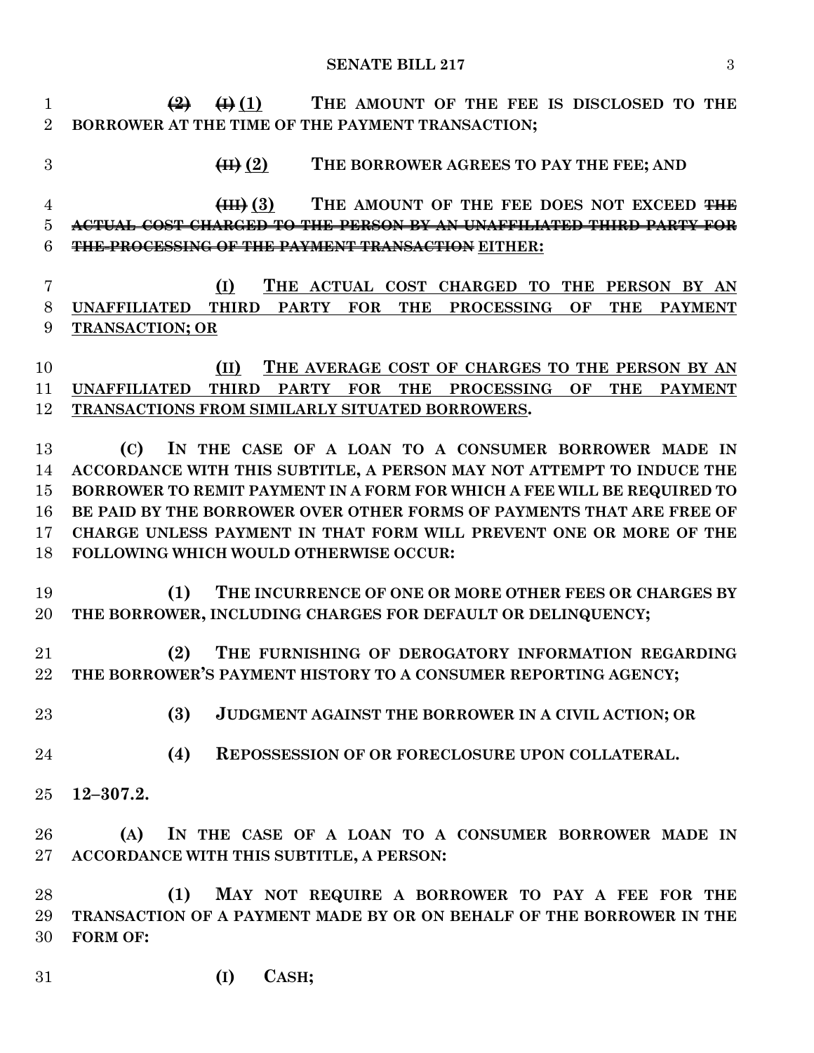**~~(2)~~ ~~(I)~~ <u>(1)</u> THE AMOUNT OF THE FEE IS DISCLOSED TO THE BORROWER AT THE TIME OF THE PAYMENT TRANSACTION;**

**~~(II)~~ <u>(2)</u> THE BORROWER AGREES TO PAY THE FEE; AND**

**~~(III)~~ <u>(3)</u> THE AMOUNT OF THE FEE DOES NOT EXCEED ~~THE ACTUAL COST CHARGED TO THE PERSON BY AN UNAFFILIATED THIRD PARTY FOR THE PROCESSING OF THE PAYMENT TRANSACTION~~ <u>EITHER:</u>**

**<u>(I) THE ACTUAL COST CHARGED TO THE PERSON BY AN UNAFFILIATED THIRD PARTY FOR THE PROCESSING OF THE PAYMENT TRANSACTION; OR</u>**

**<u>(II) THE AVERAGE COST OF CHARGES TO THE PERSON BY AN UNAFFILIATED THIRD PARTY FOR THE PROCESSING OF THE PAYMENT TRANSACTIONS FROM SIMILARLY SITUATED BORROWERS</u>.**

**(C) IN THE CASE OF A LOAN TO A CONSUMER BORROWER MADE IN ACCORDANCE WITH THIS SUBTITLE, A PERSON MAY NOT ATTEMPT TO INDUCE THE BORROWER TO REMIT PAYMENT IN A FORM FOR WHICH A FEE WILL BE REQUIRED TO BE PAID BY THE BORROWER OVER OTHER FORMS OF PAYMENTS THAT ARE FREE OF CHARGE UNLESS PAYMENT IN THAT FORM WILL PREVENT ONE OR MORE OF THE FOLLOWING WHICH WOULD OTHERWISE OCCUR:**

**(1) THE INCURRENCE OF ONE OR MORE OTHER FEES OR CHARGES BY THE BORROWER, INCLUDING CHARGES FOR DEFAULT OR DELINQUENCY;**

**(2) THE FURNISHING OF DEROGATORY INFORMATION REGARDING THE BORROWER'S PAYMENT HISTORY TO A CONSUMER REPORTING AGENCY;**

**(3) JUDGMENT AGAINST THE BORROWER IN A CIVIL ACTION; OR**

**(4) REPOSSESSION OF OR FORECLOSURE UPON COLLATERAL.**

**12–307.2.**

**(A) IN THE CASE OF A LOAN TO A CONSUMER BORROWER MADE IN ACCORDANCE WITH THIS SUBTITLE, A PERSON:**

**(1) MAY NOT REQUIRE A BORROWER TO PAY A FEE FOR THE TRANSACTION OF A PAYMENT MADE BY OR ON BEHALF OF THE BORROWER IN THE FORM OF:**

**(I) CASH;**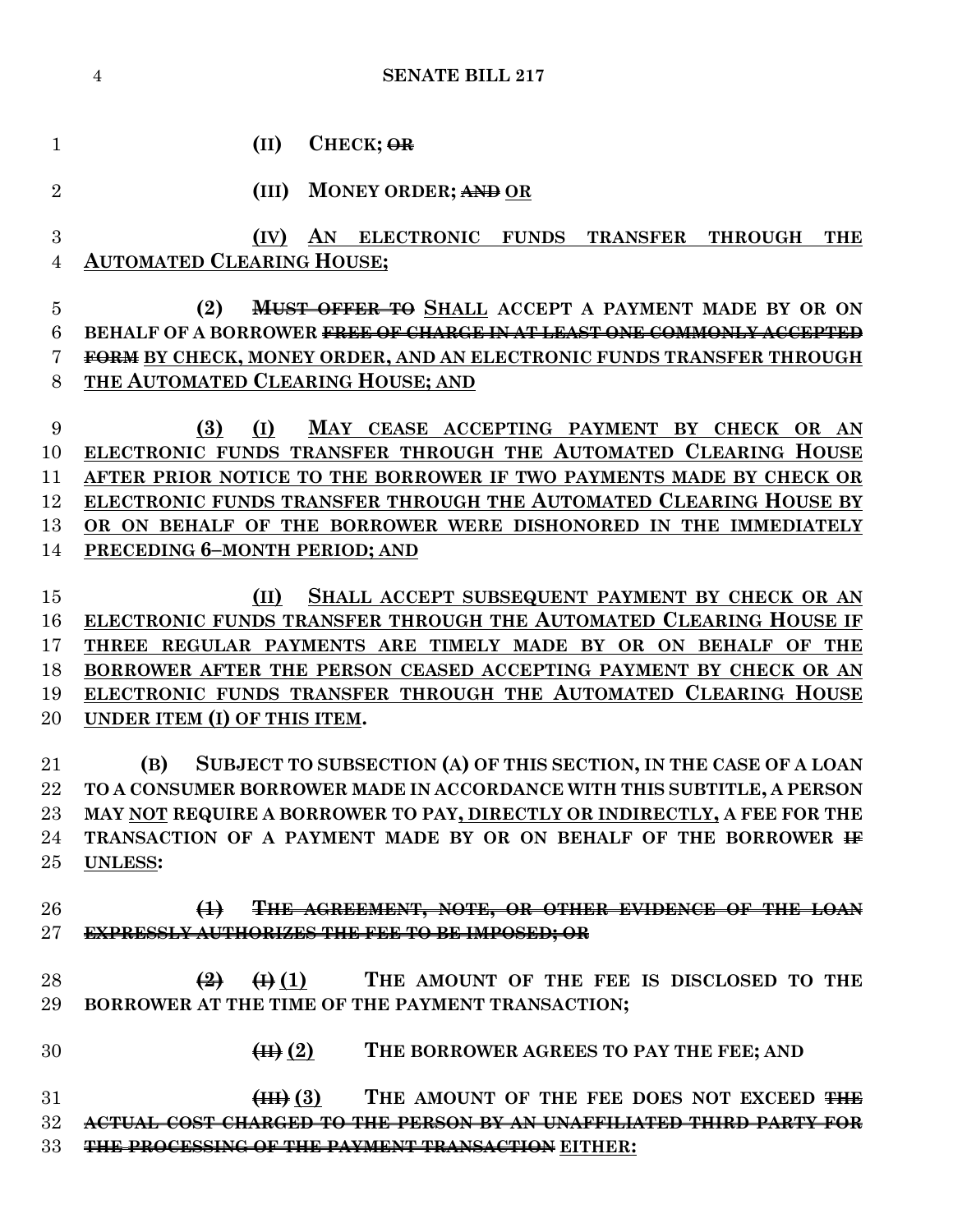(II) CHECK; ~~OR~~

(III) MONEY ORDER; ~~AND~~ OR

(IV) AN ELECTRONIC FUNDS TRANSFER THROUGH THE AUTOMATED CLEARING HOUSE;

(2) ~~MUST OFFER TO~~ SHALL ACCEPT A PAYMENT MADE BY OR ON BEHALF OF A BORROWER ~~FREE OF CHARGE IN AT LEAST ONE COMMONLY ACCEPTED FORM~~ BY CHECK, MONEY ORDER, AND AN ELECTRONIC FUNDS TRANSFER THROUGH THE AUTOMATED CLEARING HOUSE; AND

(3) (I) MAY CEASE ACCEPTING PAYMENT BY CHECK OR AN ELECTRONIC FUNDS TRANSFER THROUGH THE AUTOMATED CLEARING HOUSE AFTER PRIOR NOTICE TO THE BORROWER IF TWO PAYMENTS MADE BY CHECK OR ELECTRONIC FUNDS TRANSFER THROUGH THE AUTOMATED CLEARING HOUSE BY OR ON BEHALF OF THE BORROWER WERE DISHONORED IN THE IMMEDIATELY PRECEDING 6–MONTH PERIOD; AND

(II) SHALL ACCEPT SUBSEQUENT PAYMENT BY CHECK OR AN ELECTRONIC FUNDS TRANSFER THROUGH THE AUTOMATED CLEARING HOUSE IF THREE REGULAR PAYMENTS ARE TIMELY MADE BY OR ON BEHALF OF THE BORROWER AFTER THE PERSON CEASED ACCEPTING PAYMENT BY CHECK OR AN ELECTRONIC FUNDS TRANSFER THROUGH THE AUTOMATED CLEARING HOUSE UNDER ITEM (I) OF THIS ITEM.

(B) SUBJECT TO SUBSECTION (A) OF THIS SECTION, IN THE CASE OF A LOAN TO A CONSUMER BORROWER MADE IN ACCORDANCE WITH THIS SUBTITLE, A PERSON MAY NOT REQUIRE A BORROWER TO PAY, DIRECTLY OR INDIRECTLY, A FEE FOR THE TRANSACTION OF A PAYMENT MADE BY OR ON BEHALF OF THE BORROWER ~~IF~~ UNLESS:

~~(1) THE AGREEMENT, NOTE, OR OTHER EVIDENCE OF THE LOAN EXPRESSLY AUTHORIZES THE FEE TO BE IMPOSED; OR~~

~~(2)~~ ~~(I)~~ (1) THE AMOUNT OF THE FEE IS DISCLOSED TO THE BORROWER AT THE TIME OF THE PAYMENT TRANSACTION;

~~(II)~~ (2) THE BORROWER AGREES TO PAY THE FEE; AND

~~(III)~~ (3) THE AMOUNT OF THE FEE DOES NOT EXCEED ~~THE ACTUAL COST CHARGED TO THE PERSON BY AN UNAFFILIATED THIRD PARTY FOR THE PROCESSING OF THE PAYMENT TRANSACTION~~ EITHER: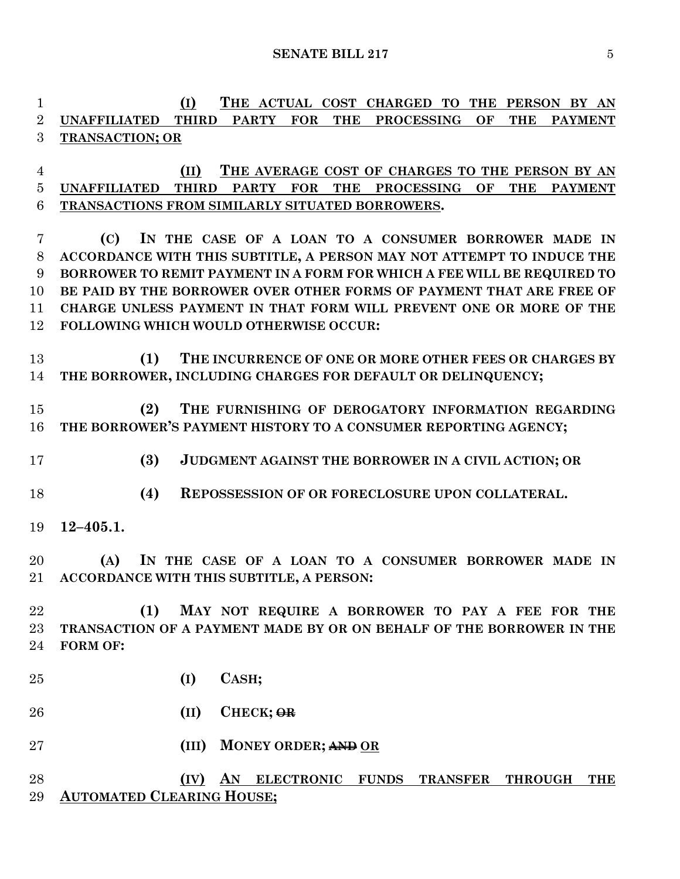(I) THE ACTUAL COST CHARGED TO THE PERSON BY AN UNAFFILIATED THIRD PARTY FOR THE PROCESSING OF THE PAYMENT TRANSACTION; OR

(II) THE AVERAGE COST OF CHARGES TO THE PERSON BY AN UNAFFILIATED THIRD PARTY FOR THE PROCESSING OF THE PAYMENT TRANSACTIONS FROM SIMILARLY SITUATED BORROWERS.

**(C) IN THE CASE OF A LOAN TO A CONSUMER BORROWER MADE IN ACCORDANCE WITH THIS SUBTITLE, A PERSON MAY NOT ATTEMPT TO INDUCE THE BORROWER TO REMIT PAYMENT IN A FORM FOR WHICH A FEE WILL BE REQUIRED TO BE PAID BY THE BORROWER OVER OTHER FORMS OF PAYMENT THAT ARE FREE OF CHARGE UNLESS PAYMENT IN THAT FORM WILL PREVENT ONE OR MORE OF THE FOLLOWING WHICH WOULD OTHERWISE OCCUR:**

**(1) THE INCURRENCE OF ONE OR MORE OTHER FEES OR CHARGES BY THE BORROWER, INCLUDING CHARGES FOR DEFAULT OR DELINQUENCY;**

**(2) THE FURNISHING OF DEROGATORY INFORMATION REGARDING THE BORROWER'S PAYMENT HISTORY TO A CONSUMER REPORTING AGENCY;**

**(3) JUDGMENT AGAINST THE BORROWER IN A CIVIL ACTION; OR**

**(4) REPOSSESSION OF OR FORECLOSURE UPON COLLATERAL.**

**12–405.1.**

**(A) IN THE CASE OF A LOAN TO A CONSUMER BORROWER MADE IN ACCORDANCE WITH THIS SUBTITLE, A PERSON:**

**(1) MAY NOT REQUIRE A BORROWER TO PAY A FEE FOR THE TRANSACTION OF A PAYMENT MADE BY OR ON BEHALF OF THE BORROWER IN THE FORM OF:**

**(I) CASH;**

**(II) CHECK; ~~OR~~**

**(III) MONEY ORDER; ~~AND~~ OR**

**(IV) AN ELECTRONIC FUNDS TRANSFER THROUGH THE AUTOMATED CLEARING HOUSE;**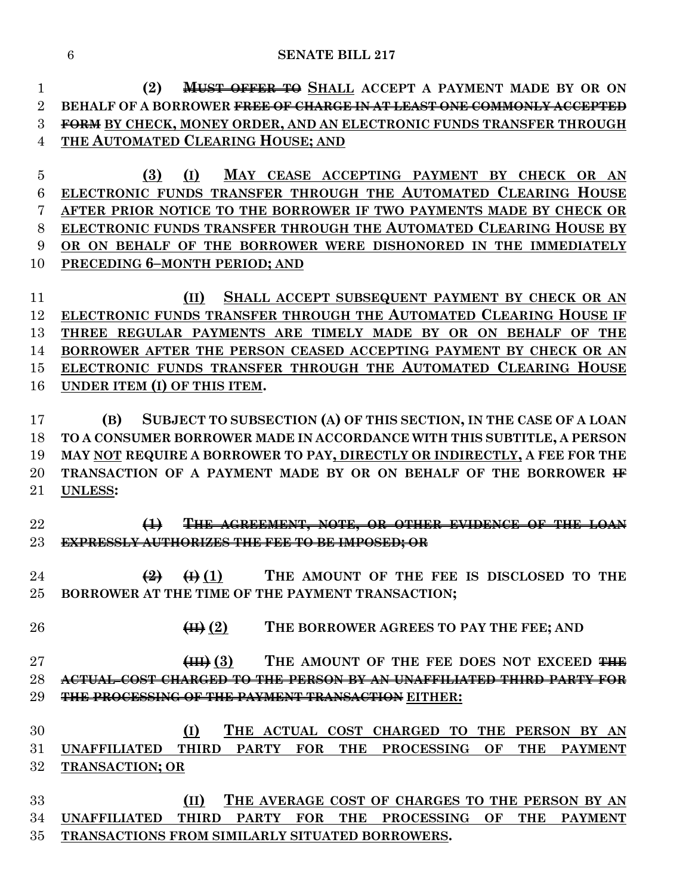(2) ~~MUST OFFER TO~~ SHALL ACCEPT A PAYMENT MADE BY OR ON BEHALF OF A BORROWER ~~FREE OF CHARGE IN AT LEAST ONE COMMONLY ACCEPTED FORM~~ BY CHECK, MONEY ORDER, AND AN ELECTRONIC FUNDS TRANSFER THROUGH THE AUTOMATED CLEARING HOUSE; AND

(3) (I) MAY CEASE ACCEPTING PAYMENT BY CHECK OR AN ELECTRONIC FUNDS TRANSFER THROUGH THE AUTOMATED CLEARING HOUSE AFTER PRIOR NOTICE TO THE BORROWER IF TWO PAYMENTS MADE BY CHECK OR ELECTRONIC FUNDS TRANSFER THROUGH THE AUTOMATED CLEARING HOUSE BY OR ON BEHALF OF THE BORROWER WERE DISHONORED IN THE IMMEDIATELY PRECEDING 6–MONTH PERIOD; AND

(II) SHALL ACCEPT SUBSEQUENT PAYMENT BY CHECK OR AN ELECTRONIC FUNDS TRANSFER THROUGH THE AUTOMATED CLEARING HOUSE IF THREE REGULAR PAYMENTS ARE TIMELY MADE BY OR ON BEHALF OF THE BORROWER AFTER THE PERSON CEASED ACCEPTING PAYMENT BY CHECK OR AN ELECTRONIC FUNDS TRANSFER THROUGH THE AUTOMATED CLEARING HOUSE UNDER ITEM (I) OF THIS ITEM.

(B) SUBJECT TO SUBSECTION (A) OF THIS SECTION, IN THE CASE OF A LOAN TO A CONSUMER BORROWER MADE IN ACCORDANCE WITH THIS SUBTITLE, A PERSON MAY NOT REQUIRE A BORROWER TO PAY, DIRECTLY OR INDIRECTLY, A FEE FOR THE TRANSACTION OF A PAYMENT MADE BY OR ON BEHALF OF THE BORROWER ~~IF~~ UNLESS:

~~(1) THE AGREEMENT, NOTE, OR OTHER EVIDENCE OF THE LOAN EXPRESSLY AUTHORIZES THE FEE TO BE IMPOSED; OR~~

~~(2)~~ ~~(I)~~ (1) THE AMOUNT OF THE FEE IS DISCLOSED TO THE BORROWER AT THE TIME OF THE PAYMENT TRANSACTION;

~~(II)~~ (2) THE BORROWER AGREES TO PAY THE FEE; AND

~~(III)~~ (3) THE AMOUNT OF THE FEE DOES NOT EXCEED ~~THE ACTUAL COST CHARGED TO THE PERSON BY AN UNAFFILIATED THIRD PARTY FOR THE PROCESSING OF THE PAYMENT TRANSACTION~~ EITHER:

(I) THE ACTUAL COST CHARGED TO THE PERSON BY AN UNAFFILIATED THIRD PARTY FOR THE PROCESSING OF THE PAYMENT TRANSACTION; OR

(II) THE AVERAGE COST OF CHARGES TO THE PERSON BY AN UNAFFILIATED THIRD PARTY FOR THE PROCESSING OF THE PAYMENT TRANSACTIONS FROM SIMILARLY SITUATED BORROWERS.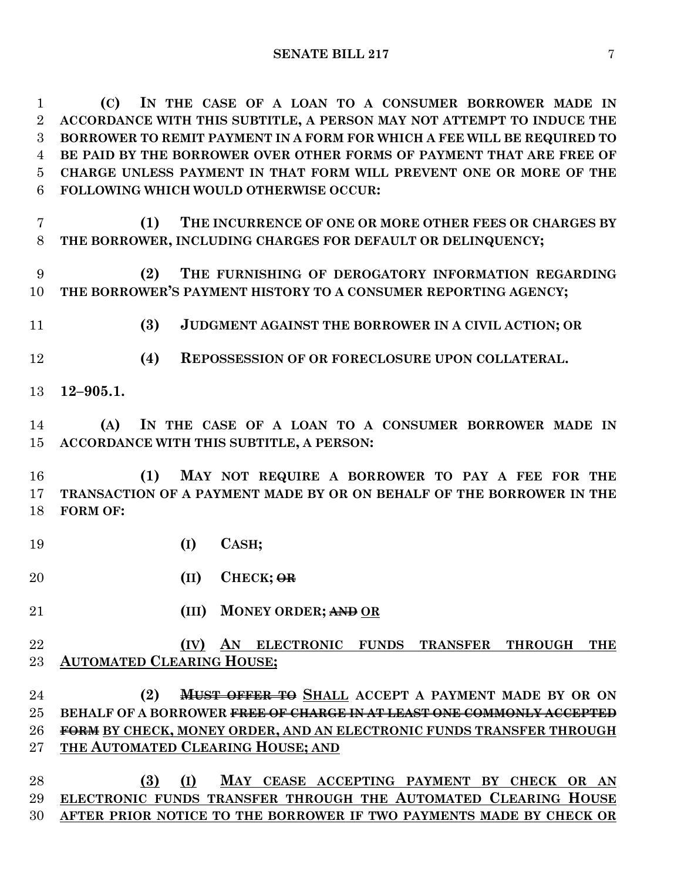**(C) IN THE CASE OF A LOAN TO A CONSUMER BORROWER MADE IN ACCORDANCE WITH THIS SUBTITLE, A PERSON MAY NOT ATTEMPT TO INDUCE THE BORROWER TO REMIT PAYMENT IN A FORM FOR WHICH A FEE WILL BE REQUIRED TO BE PAID BY THE BORROWER OVER OTHER FORMS OF PAYMENT THAT ARE FREE OF CHARGE UNLESS PAYMENT IN THAT FORM WILL PREVENT ONE OR MORE OF THE FOLLOWING WHICH WOULD OTHERWISE OCCUR:**

**(1) THE INCURRENCE OF ONE OR MORE OTHER FEES OR CHARGES BY THE BORROWER, INCLUDING CHARGES FOR DEFAULT OR DELINQUENCY;**

**(2) THE FURNISHING OF DEROGATORY INFORMATION REGARDING THE BORROWER'S PAYMENT HISTORY TO A CONSUMER REPORTING AGENCY;**

**(3) JUDGMENT AGAINST THE BORROWER IN A CIVIL ACTION; OR**

**(4) REPOSSESSION OF OR FORECLOSURE UPON COLLATERAL.**

**12–905.1.**

**(A) IN THE CASE OF A LOAN TO A CONSUMER BORROWER MADE IN ACCORDANCE WITH THIS SUBTITLE, A PERSON:**

**(1) MAY NOT REQUIRE A BORROWER TO PAY A FEE FOR THE TRANSACTION OF A PAYMENT MADE BY OR ON BEHALF OF THE BORROWER IN THE FORM OF:**

**(I) CASH;**

**(II) CHECK; ~~OR~~**

**(III) MONEY ORDER; ~~AND~~ <u>OR</u>**

**<u>(IV) AN ELECTRONIC FUNDS TRANSFER THROUGH THE AUTOMATED CLEARING HOUSE;</u>**

**(2) ~~MUST OFFER TO~~ <u>SHALL</u> ACCEPT A PAYMENT MADE BY OR ON BEHALF OF A BORROWER ~~FREE OF CHARGE IN AT LEAST ONE COMMONLY ACCEPTED FORM~~ <u>BY CHECK, MONEY ORDER, AND AN ELECTRONIC FUNDS TRANSFER THROUGH THE AUTOMATED CLEARING HOUSE; AND</u>**

**<u>(3) (I) MAY CEASE ACCEPTING PAYMENT BY CHECK OR AN ELECTRONIC FUNDS TRANSFER THROUGH THE AUTOMATED CLEARING HOUSE AFTER PRIOR NOTICE TO THE BORROWER IF TWO PAYMENTS MADE BY CHECK OR</u>**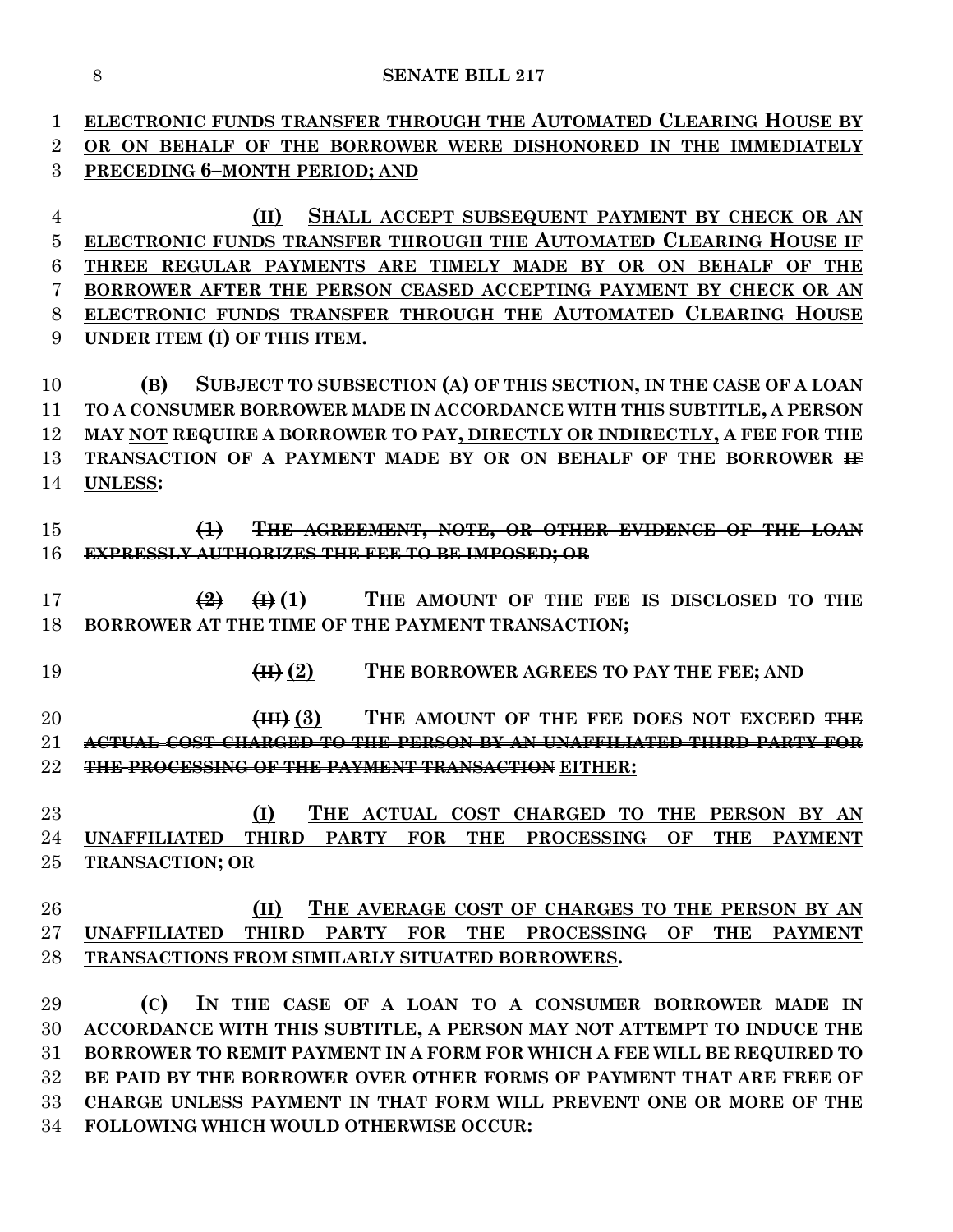**ELECTRONIC FUNDS TRANSFER THROUGH THE AUTOMATED CLEARING HOUSE BY OR ON BEHALF OF THE BORROWER WERE DISHONORED IN THE IMMEDIATELY PRECEDING 6–MONTH PERIOD; AND**

**(II) SHALL ACCEPT SUBSEQUENT PAYMENT BY CHECK OR AN ELECTRONIC FUNDS TRANSFER THROUGH THE AUTOMATED CLEARING HOUSE IF THREE REGULAR PAYMENTS ARE TIMELY MADE BY OR ON BEHALF OF THE BORROWER AFTER THE PERSON CEASED ACCEPTING PAYMENT BY CHECK OR AN ELECTRONIC FUNDS TRANSFER THROUGH THE AUTOMATED CLEARING HOUSE UNDER ITEM (I) OF THIS ITEM.**

**(B) SUBJECT TO SUBSECTION (A) OF THIS SECTION, IN THE CASE OF A LOAN TO A CONSUMER BORROWER MADE IN ACCORDANCE WITH THIS SUBTITLE, A PERSON MAY NOT REQUIRE A BORROWER TO PAY, DIRECTLY OR INDIRECTLY, A FEE FOR THE TRANSACTION OF A PAYMENT MADE BY OR ON BEHALF OF THE BORROWER ~~IF~~ UNLESS:**

~~**(1) THE AGREEMENT, NOTE, OR OTHER EVIDENCE OF THE LOAN EXPRESSLY AUTHORIZES THE FEE TO BE IMPOSED; OR**~~

**~~(2)~~ ~~(I)~~ (1) THE AMOUNT OF THE FEE IS DISCLOSED TO THE BORROWER AT THE TIME OF THE PAYMENT TRANSACTION;**

**~~(II)~~ (2) THE BORROWER AGREES TO PAY THE FEE; AND**

**~~(III)~~ (3) THE AMOUNT OF THE FEE DOES NOT EXCEED ~~THE ACTUAL COST CHARGED TO THE PERSON BY AN UNAFFILIATED THIRD PARTY FOR THE PROCESSING OF THE PAYMENT TRANSACTION~~ EITHER:**

**(I) THE ACTUAL COST CHARGED TO THE PERSON BY AN UNAFFILIATED THIRD PARTY FOR THE PROCESSING OF THE PAYMENT TRANSACTION; OR**

**(II) THE AVERAGE COST OF CHARGES TO THE PERSON BY AN UNAFFILIATED THIRD PARTY FOR THE PROCESSING OF THE PAYMENT TRANSACTIONS FROM SIMILARLY SITUATED BORROWERS.**

**(C) IN THE CASE OF A LOAN TO A CONSUMER BORROWER MADE IN ACCORDANCE WITH THIS SUBTITLE, A PERSON MAY NOT ATTEMPT TO INDUCE THE BORROWER TO REMIT PAYMENT IN A FORM FOR WHICH A FEE WILL BE REQUIRED TO BE PAID BY THE BORROWER OVER OTHER FORMS OF PAYMENT THAT ARE FREE OF CHARGE UNLESS PAYMENT IN THAT FORM WILL PREVENT ONE OR MORE OF THE FOLLOWING WHICH WOULD OTHERWISE OCCUR:**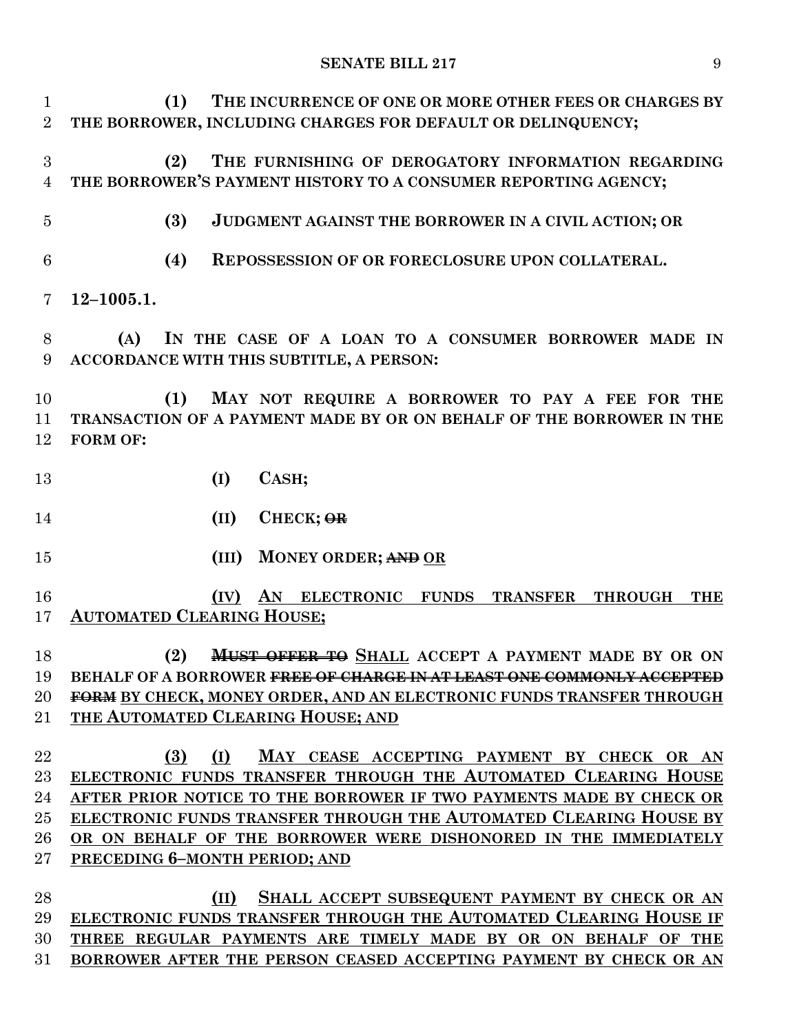**(1) THE INCURRENCE OF ONE OR MORE OTHER FEES OR CHARGES BY THE BORROWER, INCLUDING CHARGES FOR DEFAULT OR DELINQUENCY;**

**(2) THE FURNISHING OF DEROGATORY INFORMATION REGARDING THE BORROWER'S PAYMENT HISTORY TO A CONSUMER REPORTING AGENCY;**

**(3) JUDGMENT AGAINST THE BORROWER IN A CIVIL ACTION; OR**

**(4) REPOSSESSION OF OR FORECLOSURE UPON COLLATERAL.**

**12–1005.1.**

**(A) IN THE CASE OF A LOAN TO A CONSUMER BORROWER MADE IN ACCORDANCE WITH THIS SUBTITLE, A PERSON:**

**(1) MAY NOT REQUIRE A BORROWER TO PAY A FEE FOR THE TRANSACTION OF A PAYMENT MADE BY OR ON BEHALF OF THE BORROWER IN THE FORM OF:**

**(I) CASH;**

**(II) CHECK; ~~OR~~**

**(III) MONEY ORDER; ~~AND~~ OR**

**(IV) AN ELECTRONIC FUNDS TRANSFER THROUGH THE AUTOMATED CLEARING HOUSE;**

**(2) ~~MUST OFFER TO~~ SHALL ACCEPT A PAYMENT MADE BY OR ON BEHALF OF A BORROWER ~~FREE OF CHARGE IN AT LEAST ONE COMMONLY ACCEPTED FORM~~ BY CHECK, MONEY ORDER, AND AN ELECTRONIC FUNDS TRANSFER THROUGH THE AUTOMATED CLEARING HOUSE; AND**

**(3) (I) MAY CEASE ACCEPTING PAYMENT BY CHECK OR AN ELECTRONIC FUNDS TRANSFER THROUGH THE AUTOMATED CLEARING HOUSE AFTER PRIOR NOTICE TO THE BORROWER IF TWO PAYMENTS MADE BY CHECK OR ELECTRONIC FUNDS TRANSFER THROUGH THE AUTOMATED CLEARING HOUSE BY OR ON BEHALF OF THE BORROWER WERE DISHONORED IN THE IMMEDIATELY PRECEDING 6–MONTH PERIOD; AND**

**(II) SHALL ACCEPT SUBSEQUENT PAYMENT BY CHECK OR AN ELECTRONIC FUNDS TRANSFER THROUGH THE AUTOMATED CLEARING HOUSE IF THREE REGULAR PAYMENTS ARE TIMELY MADE BY OR ON BEHALF OF THE BORROWER AFTER THE PERSON CEASED ACCEPTING PAYMENT BY CHECK OR AN**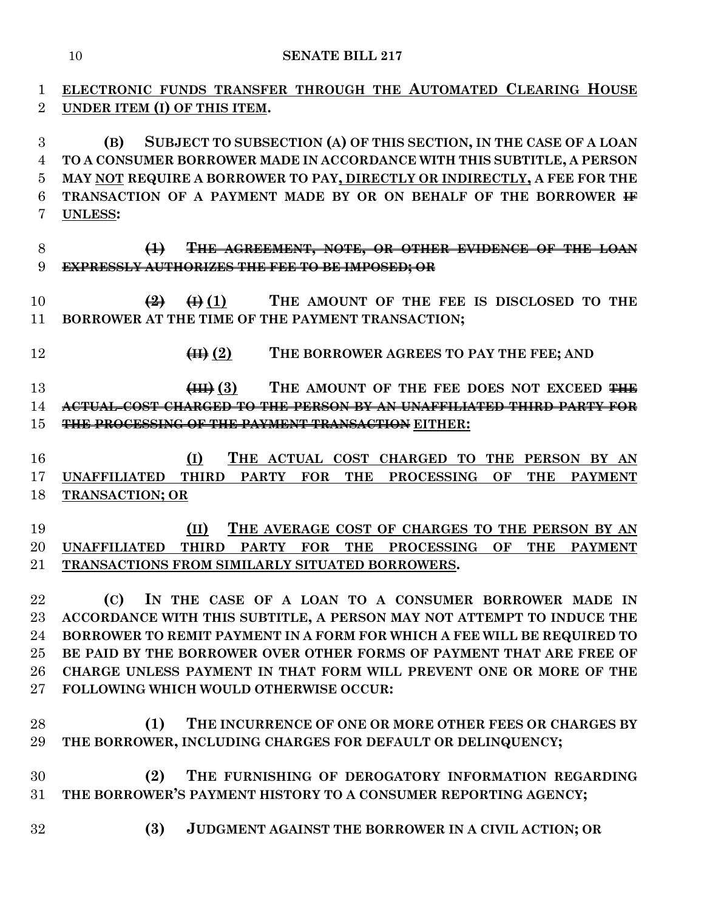ELECTRONIC FUNDS TRANSFER THROUGH THE AUTOMATED CLEARING HOUSE UNDER ITEM (I) OF THIS ITEM.

**(B) SUBJECT TO SUBSECTION (A) OF THIS SECTION, IN THE CASE OF A LOAN TO A CONSUMER BORROWER MADE IN ACCORDANCE WITH THIS SUBTITLE, A PERSON MAY NOT REQUIRE A BORROWER TO PAY, DIRECTLY OR INDIRECTLY, A FEE FOR THE TRANSACTION OF A PAYMENT MADE BY OR ON BEHALF OF THE BORROWER ~~IF~~ UNLESS:**

~~**(1) THE AGREEMENT, NOTE, OR OTHER EVIDENCE OF THE LOAN EXPRESSLY AUTHORIZES THE FEE TO BE IMPOSED; OR**~~

**~~(2)~~ ~~(I)~~ (1) THE AMOUNT OF THE FEE IS DISCLOSED TO THE BORROWER AT THE TIME OF THE PAYMENT TRANSACTION;**

**~~(II)~~ (2) THE BORROWER AGREES TO PAY THE FEE; AND**

**~~(III)~~ (3) THE AMOUNT OF THE FEE DOES NOT EXCEED ~~THE ACTUAL COST CHARGED TO THE PERSON BY AN UNAFFILIATED THIRD PARTY FOR THE PROCESSING OF THE PAYMENT TRANSACTION~~ EITHER:**

**(I) THE ACTUAL COST CHARGED TO THE PERSON BY AN UNAFFILIATED THIRD PARTY FOR THE PROCESSING OF THE PAYMENT TRANSACTION; OR**

**(II) THE AVERAGE COST OF CHARGES TO THE PERSON BY AN UNAFFILIATED THIRD PARTY FOR THE PROCESSING OF THE PAYMENT TRANSACTIONS FROM SIMILARLY SITUATED BORROWERS.**

**(C) IN THE CASE OF A LOAN TO A CONSUMER BORROWER MADE IN ACCORDANCE WITH THIS SUBTITLE, A PERSON MAY NOT ATTEMPT TO INDUCE THE BORROWER TO REMIT PAYMENT IN A FORM FOR WHICH A FEE WILL BE REQUIRED TO BE PAID BY THE BORROWER OVER OTHER FORMS OF PAYMENT THAT ARE FREE OF CHARGE UNLESS PAYMENT IN THAT FORM WILL PREVENT ONE OR MORE OF THE FOLLOWING WHICH WOULD OTHERWISE OCCUR:**

**(1) THE INCURRENCE OF ONE OR MORE OTHER FEES OR CHARGES BY THE BORROWER, INCLUDING CHARGES FOR DEFAULT OR DELINQUENCY;**

**(2) THE FURNISHING OF DEROGATORY INFORMATION REGARDING THE BORROWER'S PAYMENT HISTORY TO A CONSUMER REPORTING AGENCY;**

**(3) JUDGMENT AGAINST THE BORROWER IN A CIVIL ACTION; OR**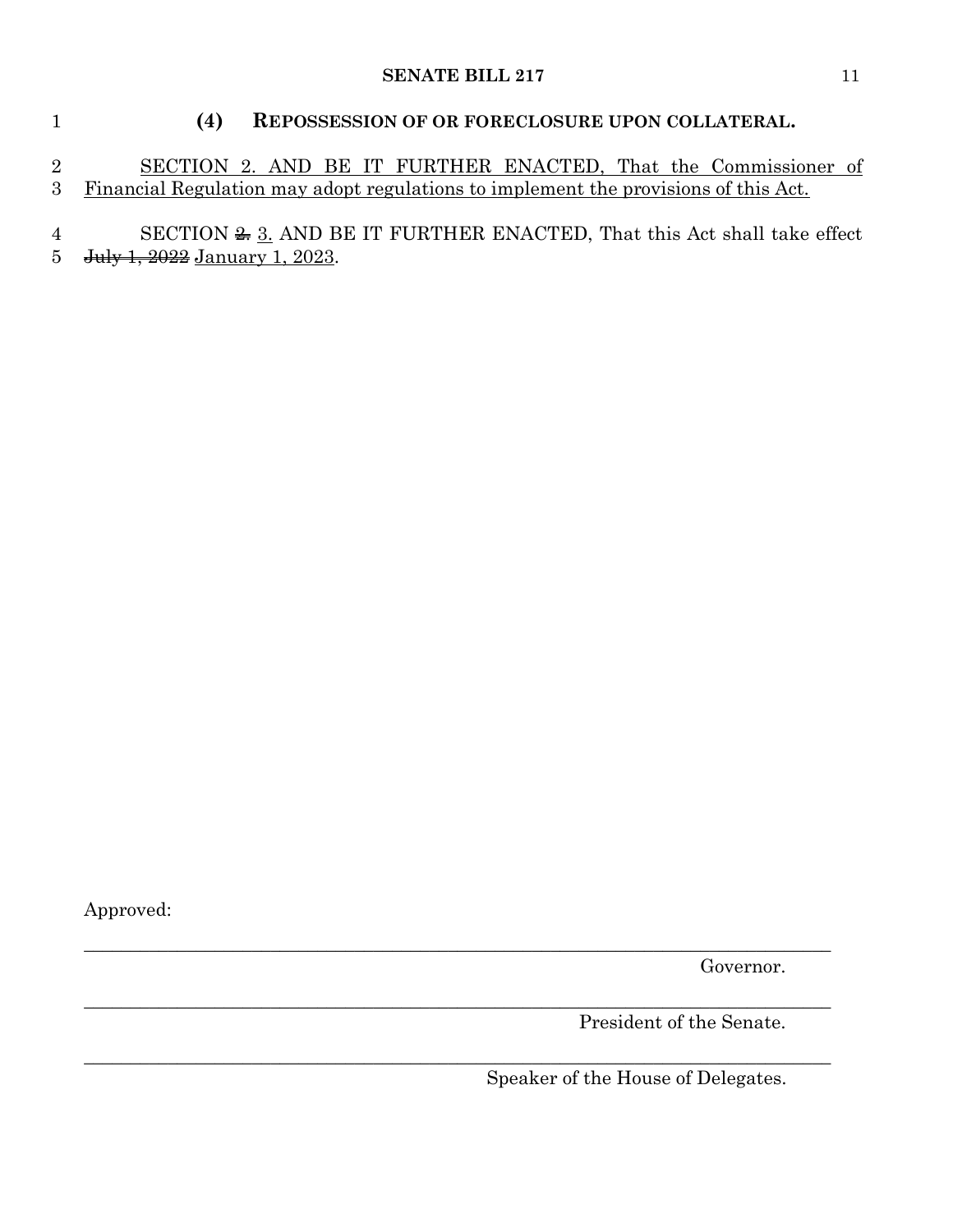**(4) REPOSSESSION OF OR FORECLOSURE UPON COLLATERAL.**

SECTION 2. AND BE IT FURTHER ENACTED, That the Commissioner of Financial Regulation may adopt regulations to implement the provisions of this Act.

SECTION ~~2.~~ 3. AND BE IT FURTHER ENACTED, That this Act shall take effect ~~July 1, 2022~~ January 1, 2023.

Approved:

\_\_\_\_\_\_\_\_\_\_\_\_\_\_\_\_\_\_\_\_\_\_\_\_\_\_\_\_\_\_\_\_\_\_\_\_\_\_\_\_

Governor.

\_\_\_\_\_\_\_\_\_\_\_\_\_\_\_\_\_\_\_\_\_\_\_\_\_\_\_\_\_\_\_\_\_\_\_\_\_\_\_\_

President of the Senate.

\_\_\_\_\_\_\_\_\_\_\_\_\_\_\_\_\_\_\_\_\_\_\_\_\_\_\_\_\_\_\_\_\_\_\_\_\_\_\_\_

Speaker of the House of Delegates.